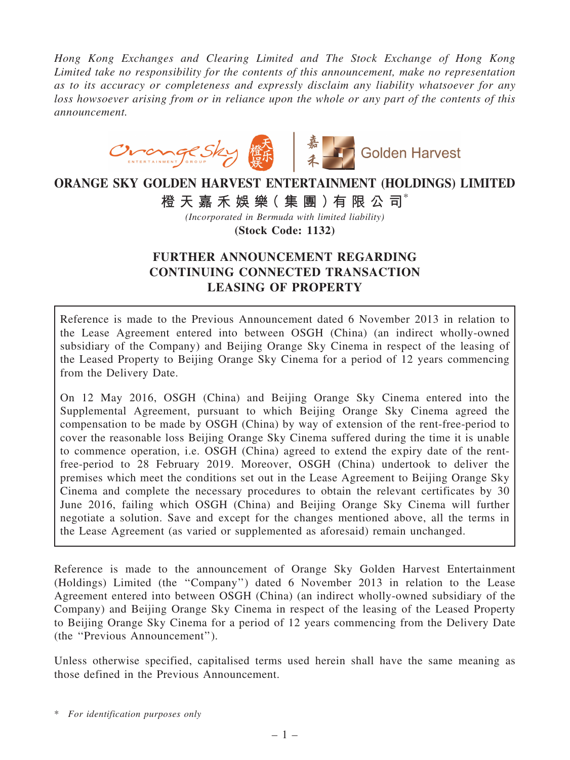*Hong Kong Exchanges and Clearing Limited and The Stock Exchange of Hong Kong Limited take no responsibility for the contents of this announcement, make no representation as to its accuracy or completeness and expressly disclaim any liability whatsoever for any loss howsoever arising from or in reliance upon the whole or any part of the contents of this announcement.*

# ORANGE SKY GOLDEN HARVEST ENTERTAINMENT (HOLDINGS) LIMITED

**橙天嘉禾娛樂(集團)有限公司***

*(Incorporated in Bermuda with limited liability)*

**(Stock Code: 1132)**

## FURTHER ANNOUNCEMENT REGARDING CONTINUING CONNECTED TRANSACTION LEASING OF PROPERTY

Reference is made to the Previous Announcement dated 6 November 2013 in relation to the Lease Agreement entered into between OSGH (China) (an indirect wholly-owned subsidiary of the Company) and Beijing Orange Sky Cinema in respect of the leasing of the Leased Property to Beijing Orange Sky Cinema for a period of 12 years commencing from the Delivery Date.

On 12 May 2016, OSGH (China) and Beijing Orange Sky Cinema entered into the Supplemental Agreement, pursuant to which Beijing Orange Sky Cinema agreed the compensation to be made by OSGH (China) by way of extension of the rent-free-period to cover the reasonable loss Beijing Orange Sky Cinema suffered during the time it is unable to commence operation, i.e. OSGH (China) agreed to extend the expiry date of the rent-free-period to 28 February 2019. Moreover, OSGH (China) undertook to deliver the premises which meet the conditions set out in the Lease Agreement to Beijing Orange Sky Cinema and complete the necessary procedures to obtain the relevant certificates by 30 June 2016, failing which OSGH (China) and Beijing Orange Sky Cinema will further negotiate a solution. Save and except for the changes mentioned above, all the terms in the Lease Agreement (as varied or supplemented as aforesaid) remain unchanged.

Reference is made to the announcement of Orange Sky Golden Harvest Entertainment (Holdings) Limited (the "Company") dated 6 November 2013 in relation to the Lease Agreement entered into between OSGH (China) (an indirect wholly-owned subsidiary of the Company) and Beijing Orange Sky Cinema in respect of the leasing of the Leased Property to Beijing Orange Sky Cinema for a period of 12 years commencing from the Delivery Date (the "Previous Announcement").

Unless otherwise specified, capitalised terms used herein shall have the same meaning as those defined in the Previous Announcement.

\* *For identification purposes only*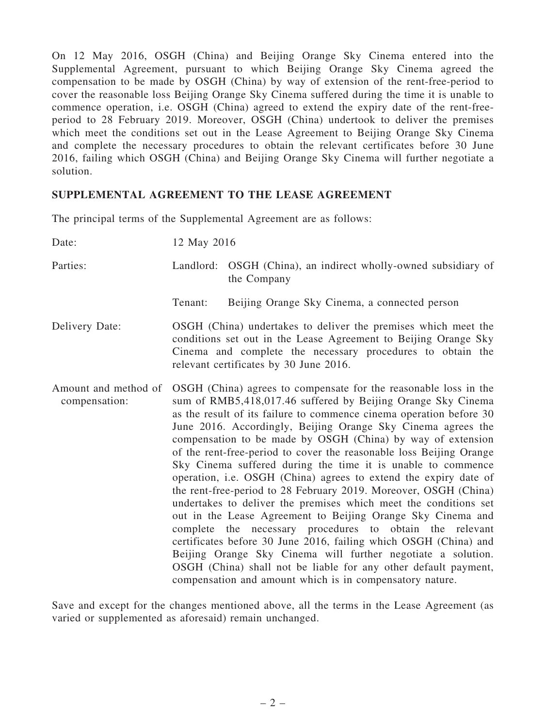On 12 May 2016, OSGH (China) and Beijing Orange Sky Cinema entered into the Supplemental Agreement, pursuant to which Beijing Orange Sky Cinema agreed the compensation to be made by OSGH (China) by way of extension of the rent-free-period to cover the reasonable loss Beijing Orange Sky Cinema suffered during the time it is unable to commence operation, i.e. OSGH (China) agreed to extend the expiry date of the rent-free-period to 28 February 2019. Moreover, OSGH (China) undertook to deliver the premises which meet the conditions set out in the Lease Agreement to Beijing Orange Sky Cinema and complete the necessary procedures to obtain the relevant certificates before 30 June 2016, failing which OSGH (China) and Beijing Orange Sky Cinema will further negotiate a solution.

## SUPPLEMENTAL AGREEMENT TO THE LEASE AGREEMENT

The principal terms of the Supplemental Agreement are as follows:

| | |
|---|---|
| Date: | 12 May 2016 |
| Parties: | Landlord: OSGH (China), an indirect wholly-owned subsidiary of the Company |
| | Tenant: Beijing Orange Sky Cinema, a connected person |
| Delivery Date: | OSGH (China) undertakes to deliver the premises which meet the conditions set out in the Lease Agreement to Beijing Orange Sky Cinema and complete the necessary procedures to obtain the relevant certificates by 30 June 2016. |
| Amount and method of compensation: | OSGH (China) agrees to compensate for the reasonable loss in the sum of RMB5,418,017.46 suffered by Beijing Orange Sky Cinema as the result of its failure to commence cinema operation before 30 June 2016. Accordingly, Beijing Orange Sky Cinema agrees the compensation to be made by OSGH (China) by way of extension of the rent-free-period to cover the reasonable loss Beijing Orange Sky Cinema suffered during the time it is unable to commence operation, i.e. OSGH (China) agrees to extend the expiry date of the rent-free-period to 28 February 2019. Moreover, OSGH (China) undertakes to deliver the premises which meet the conditions set out in the Lease Agreement to Beijing Orange Sky Cinema and complete the necessary procedures to obtain the relevant certificates before 30 June 2016, failing which OSGH (China) and Beijing Orange Sky Cinema will further negotiate a solution. OSGH (China) shall not be liable for any other default payment, compensation and amount which is in compensatory nature. |

Save and except for the changes mentioned above, all the terms in the Lease Agreement (as varied or supplemented as aforesaid) remain unchanged.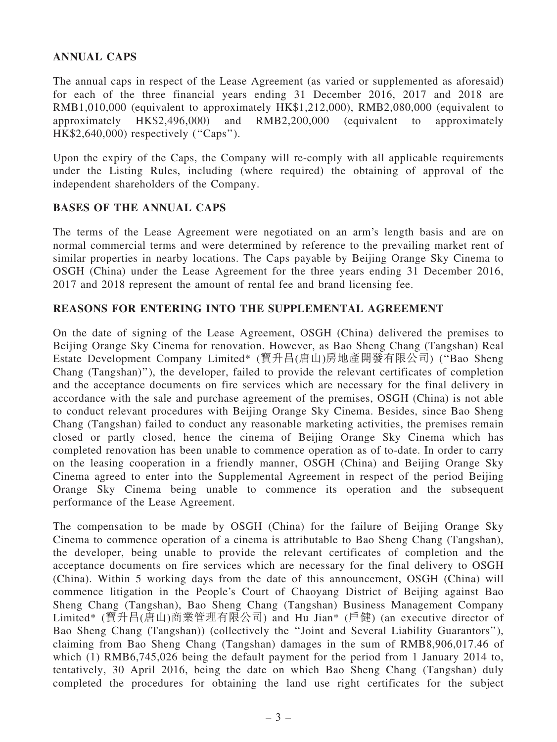## ANNUAL CAPS

The annual caps in respect of the Lease Agreement (as varied or supplemented as aforesaid) for each of the three financial years ending 31 December 2016, 2017 and 2018 are RMB1,010,000 (equivalent to approximately HK$1,212,000), RMB2,080,000 (equivalent to approximately HK$2,496,000) and RMB2,200,000 (equivalent to approximately HK$2,640,000) respectively (''Caps'').

Upon the expiry of the Caps, the Company will re-comply with all applicable requirements under the Listing Rules, including (where required) the obtaining of approval of the independent shareholders of the Company.

## BASES OF THE ANNUAL CAPS

The terms of the Lease Agreement were negotiated on an arm's length basis and are on normal commercial terms and were determined by reference to the prevailing market rent of similar properties in nearby locations. The Caps payable by Beijing Orange Sky Cinema to OSGH (China) under the Lease Agreement for the three years ending 31 December 2016, 2017 and 2018 represent the amount of rental fee and brand licensing fee.

## REASONS FOR ENTERING INTO THE SUPPLEMENTAL AGREEMENT

On the date of signing of the Lease Agreement, OSGH (China) delivered the premises to Beijing Orange Sky Cinema for renovation. However, as Bao Sheng Chang (Tangshan) Real Estate Development Company Limited* (寶升昌(唐山)房地產開發有限公司) (''Bao Sheng Chang (Tangshan)''), the developer, failed to provide the relevant certificates of completion and the acceptance documents on fire services which are necessary for the final delivery in accordance with the sale and purchase agreement of the premises, OSGH (China) is not able to conduct relevant procedures with Beijing Orange Sky Cinema. Besides, since Bao Sheng Chang (Tangshan) failed to conduct any reasonable marketing activities, the premises remain closed or partly closed, hence the cinema of Beijing Orange Sky Cinema which has completed renovation has been unable to commence operation as of to-date. In order to carry on the leasing cooperation in a friendly manner, OSGH (China) and Beijing Orange Sky Cinema agreed to enter into the Supplemental Agreement in respect of the period Beijing Orange Sky Cinema being unable to commence its operation and the subsequent performance of the Lease Agreement.

The compensation to be made by OSGH (China) for the failure of Beijing Orange Sky Cinema to commence operation of a cinema is attributable to Bao Sheng Chang (Tangshan), the developer, being unable to provide the relevant certificates of completion and the acceptance documents on fire services which are necessary for the final delivery to OSGH (China). Within 5 working days from the date of this announcement, OSGH (China) will commence litigation in the People's Court of Chaoyang District of Beijing against Bao Sheng Chang (Tangshan), Bao Sheng Chang (Tangshan) Business Management Company Limited* (寶升昌(唐山)商業管理有限公司) and Hu Jian* (戶健) (an executive director of Bao Sheng Chang (Tangshan)) (collectively the ''Joint and Several Liability Guarantors''), claiming from Bao Sheng Chang (Tangshan) damages in the sum of RMB8,906,017.46 of which (1) RMB6,745,026 being the default payment for the period from 1 January 2014 to, tentatively, 30 April 2016, being the date on which Bao Sheng Chang (Tangshan) duly completed the procedures for obtaining the land use right certificates for the subject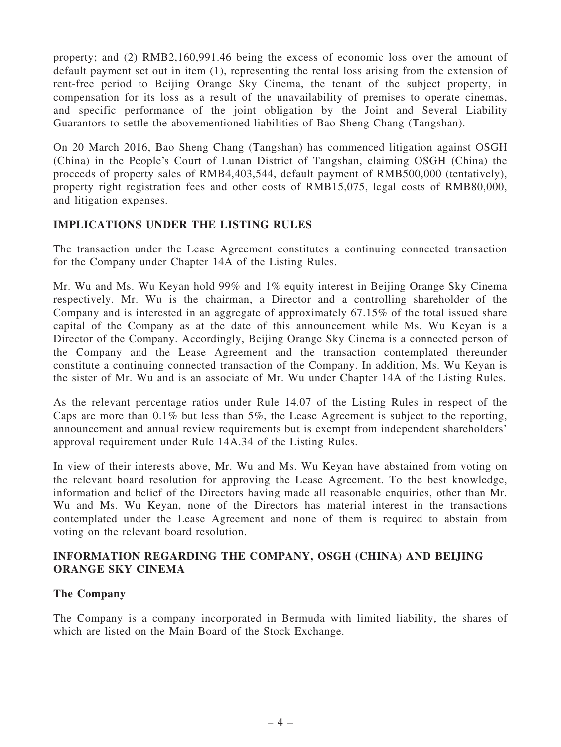property; and (2) RMB2,160,991.46 being the excess of economic loss over the amount of default payment set out in item (1), representing the rental loss arising from the extension of rent-free period to Beijing Orange Sky Cinema, the tenant of the subject property, in compensation for its loss as a result of the unavailability of premises to operate cinemas, and specific performance of the joint obligation by the Joint and Several Liability Guarantors to settle the abovementioned liabilities of Bao Sheng Chang (Tangshan).

On 20 March 2016, Bao Sheng Chang (Tangshan) has commenced litigation against OSGH (China) in the People's Court of Lunan District of Tangshan, claiming OSGH (China) the proceeds of property sales of RMB4,403,544, default payment of RMB500,000 (tentatively), property right registration fees and other costs of RMB15,075, legal costs of RMB80,000, and litigation expenses.

## IMPLICATIONS UNDER THE LISTING RULES

The transaction under the Lease Agreement constitutes a continuing connected transaction for the Company under Chapter 14A of the Listing Rules.

Mr. Wu and Ms. Wu Keyan hold 99% and 1% equity interest in Beijing Orange Sky Cinema respectively. Mr. Wu is the chairman, a Director and a controlling shareholder of the Company and is interested in an aggregate of approximately 67.15% of the total issued share capital of the Company as at the date of this announcement while Ms. Wu Keyan is a Director of the Company. Accordingly, Beijing Orange Sky Cinema is a connected person of the Company and the Lease Agreement and the transaction contemplated thereunder constitute a continuing connected transaction of the Company. In addition, Ms. Wu Keyan is the sister of Mr. Wu and is an associate of Mr. Wu under Chapter 14A of the Listing Rules.

As the relevant percentage ratios under Rule 14.07 of the Listing Rules in respect of the Caps are more than 0.1% but less than 5%, the Lease Agreement is subject to the reporting, announcement and annual review requirements but is exempt from independent shareholders' approval requirement under Rule 14A.34 of the Listing Rules.

In view of their interests above, Mr. Wu and Ms. Wu Keyan have abstained from voting on the relevant board resolution for approving the Lease Agreement. To the best knowledge, information and belief of the Directors having made all reasonable enquiries, other than Mr. Wu and Ms. Wu Keyan, none of the Directors has material interest in the transactions contemplated under the Lease Agreement and none of them is required to abstain from voting on the relevant board resolution.

## INFORMATION REGARDING THE COMPANY, OSGH (CHINA) AND BEIJING ORANGE SKY CINEMA

### The Company

The Company is a company incorporated in Bermuda with limited liability, the shares of which are listed on the Main Board of the Stock Exchange.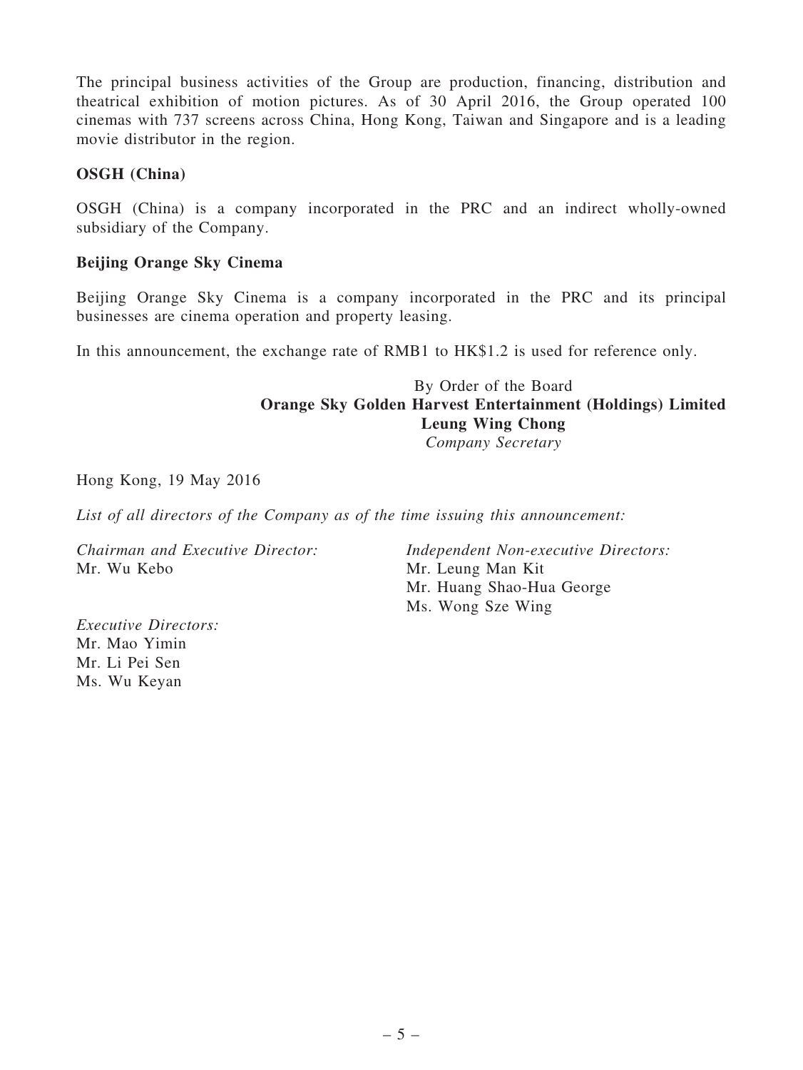The principal business activities of the Group are production, financing, distribution and theatrical exhibition of motion pictures. As of 30 April 2016, the Group operated 100 cinemas with 737 screens across China, Hong Kong, Taiwan and Singapore and is a leading movie distributor in the region.

**OSGH (China)**

OSGH (China) is a company incorporated in the PRC and an indirect wholly-owned subsidiary of the Company.

**Beijing Orange Sky Cinema**

Beijing Orange Sky Cinema is a company incorporated in the PRC and its principal businesses are cinema operation and property leasing.

In this announcement, the exchange rate of RMB1 to HK$1.2 is used for reference only.

By Order of the Board
**Orange Sky Golden Harvest Entertainment (Holdings) Limited**
**Leung Wing Chong**
*Company Secretary*

Hong Kong, 19 May 2016

*List of all directors of the Company as of the time issuing this announcement:*

*Chairman and Executive Director:*
Mr. Wu Kebo

*Executive Directors:*
Mr. Mao Yimin
Mr. Li Pei Sen
Ms. Wu Keyan

*Independent Non-executive Directors:*
Mr. Leung Man Kit
Mr. Huang Shao-Hua George
Ms. Wong Sze Wing